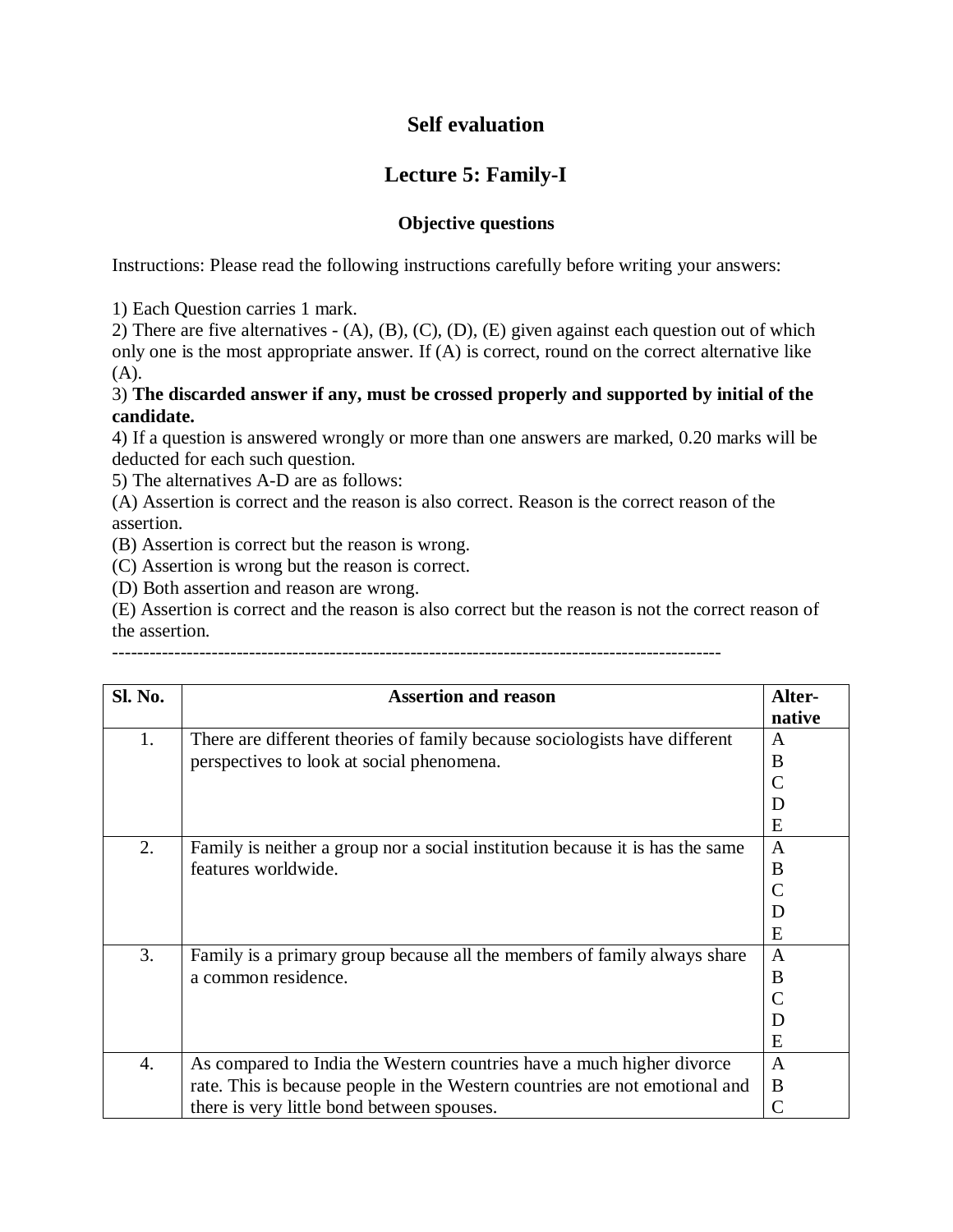# Self evaluation

# Lecture 5: Family-I

### Objective questions

Instructions: Please read the following instructions carefully before writing your answers:

1) Each Question carries 1 mark.
2) There are five alternatives - (A), (B), (C), (D), (E) given against each question out of which only one is the most appropriate answer. If (A) is correct, round on the correct alternative like (A).
3) **The discarded answer if any, must be crossed properly and supported by initial of the candidate.**
4) If a question is answered wrongly or more than one answers are marked, 0.20 marks will be deducted for each such question.
5) The alternatives A-D are as follows:
(A) Assertion is correct and the reason is also correct. Reason is the correct reason of the assertion.
(B) Assertion is correct but the reason is wrong.
(C) Assertion is wrong but the reason is correct.
(D) Both assertion and reason are wrong.
(E) Assertion is correct and the reason is also correct but the reason is not the correct reason of the assertion.

---

| Sl. No. | Assertion and reason | Alter-native |
|---|---|---|
| 1. | There are different theories of family because sociologists have different perspectives to look at social phenomena. | A<br>B<br>C<br>D<br>E |
| 2. | Family is neither a group nor a social institution because it is has the same features worldwide. | A<br>B<br>C<br>D<br>E |
| 3. | Family is a primary group because all the members of family always share a common residence. | A<br>B<br>C<br>D<br>E |
| 4. | As compared to India the Western countries have a much higher divorce rate. This is because people in the Western countries are not emotional and there is very little bond between spouses. | A<br>B<br>C |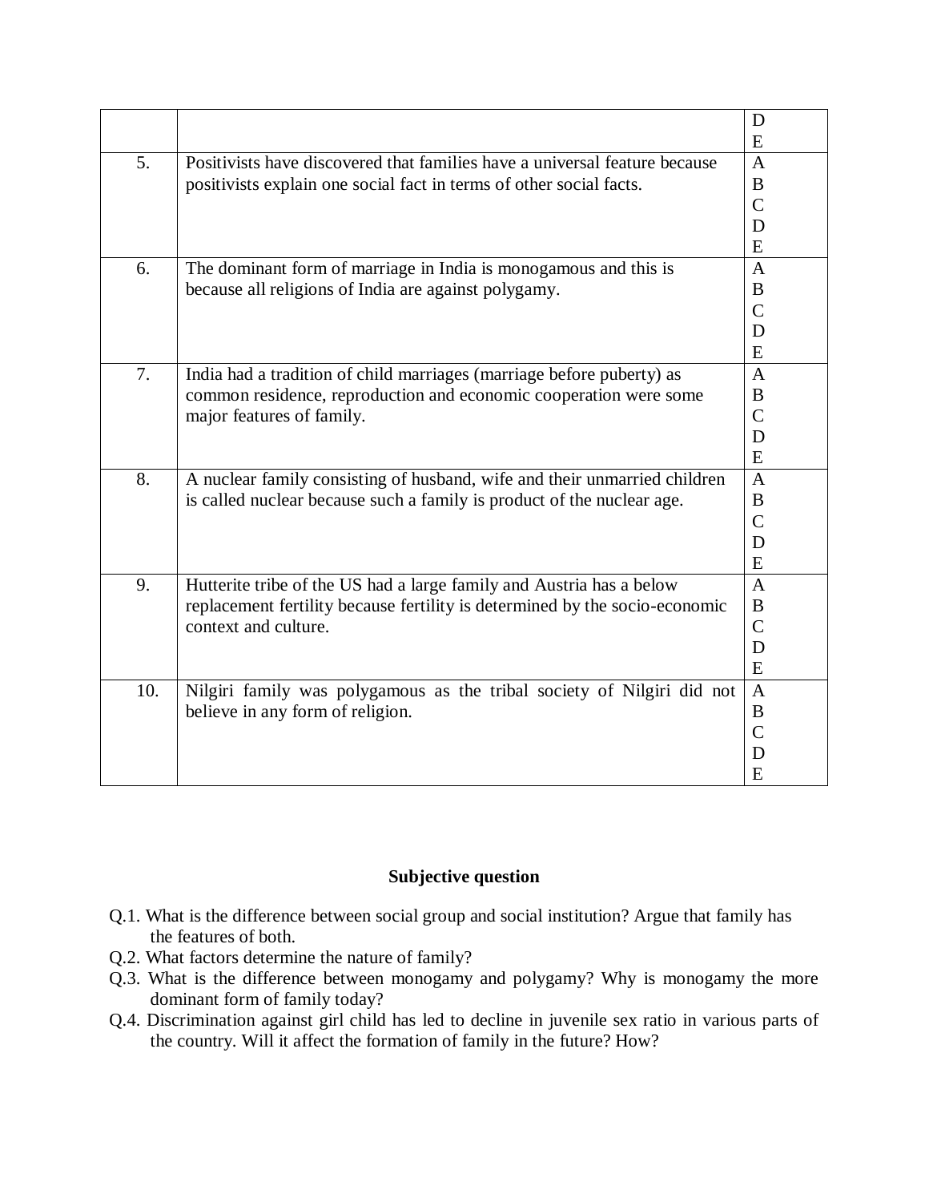| | | |
|---|---|---|
| | | D<br>E |
| 5. | Positivists have discovered that families have a universal feature because positivists explain one social fact in terms of other social facts. | A<br>B<br>C<br>D<br>E |
| 6. | The dominant form of marriage in India is monogamous and this is because all religions of India are against polygamy. | A<br>B<br>C<br>D<br>E |
| 7. | India had a tradition of child marriages (marriage before puberty) as common residence, reproduction and economic cooperation were some major features of family. | A<br>B<br>C<br>D<br>E |
| 8. | A nuclear family consisting of husband, wife and their unmarried children is called nuclear because such a family is product of the nuclear age. | A<br>B<br>C<br>D<br>E |
| 9. | Hutterite tribe of the US had a large family and Austria has a below replacement fertility because fertility is determined by the socio-economic context and culture. | A<br>B<br>C<br>D<br>E |
| 10. | Nilgiri family was polygamous as the tribal society of Nilgiri did not believe in any form of religion. | A<br>B<br>C<br>D<br>E |

**Subjective question**

Q.1. What is the difference between social group and social institution? Argue that family has the features of both.

Q.2. What factors determine the nature of family?

Q.3. What is the difference between monogamy and polygamy? Why is monogamy the more dominant form of family today?

Q.4. Discrimination against girl child has led to decline in juvenile sex ratio in various parts of the country. Will it affect the formation of family in the future? How?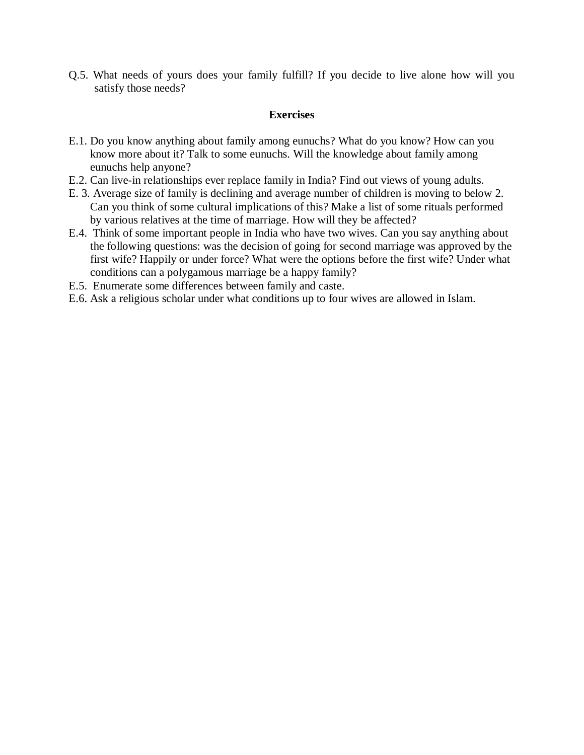Q.5. What needs of yours does your family fulfill? If you decide to live alone how will you satisfy those needs?

## Exercises

E.1. Do you know anything about family among eunuchs? What do you know? How can you know more about it? Talk to some eunuchs. Will the knowledge about family among eunuchs help anyone?

E.2. Can live-in relationships ever replace family in India? Find out views of young adults.

E. 3. Average size of family is declining and average number of children is moving to below 2. Can you think of some cultural implications of this? Make a list of some rituals performed by various relatives at the time of marriage. How will they be affected?

E.4. Think of some important people in India who have two wives. Can you say anything about the following questions: was the decision of going for second marriage was approved by the first wife? Happily or under force? What were the options before the first wife? Under what conditions can a polygamous marriage be a happy family?

E.5. Enumerate some differences between family and caste.

E.6. Ask a religious scholar under what conditions up to four wives are allowed in Islam.